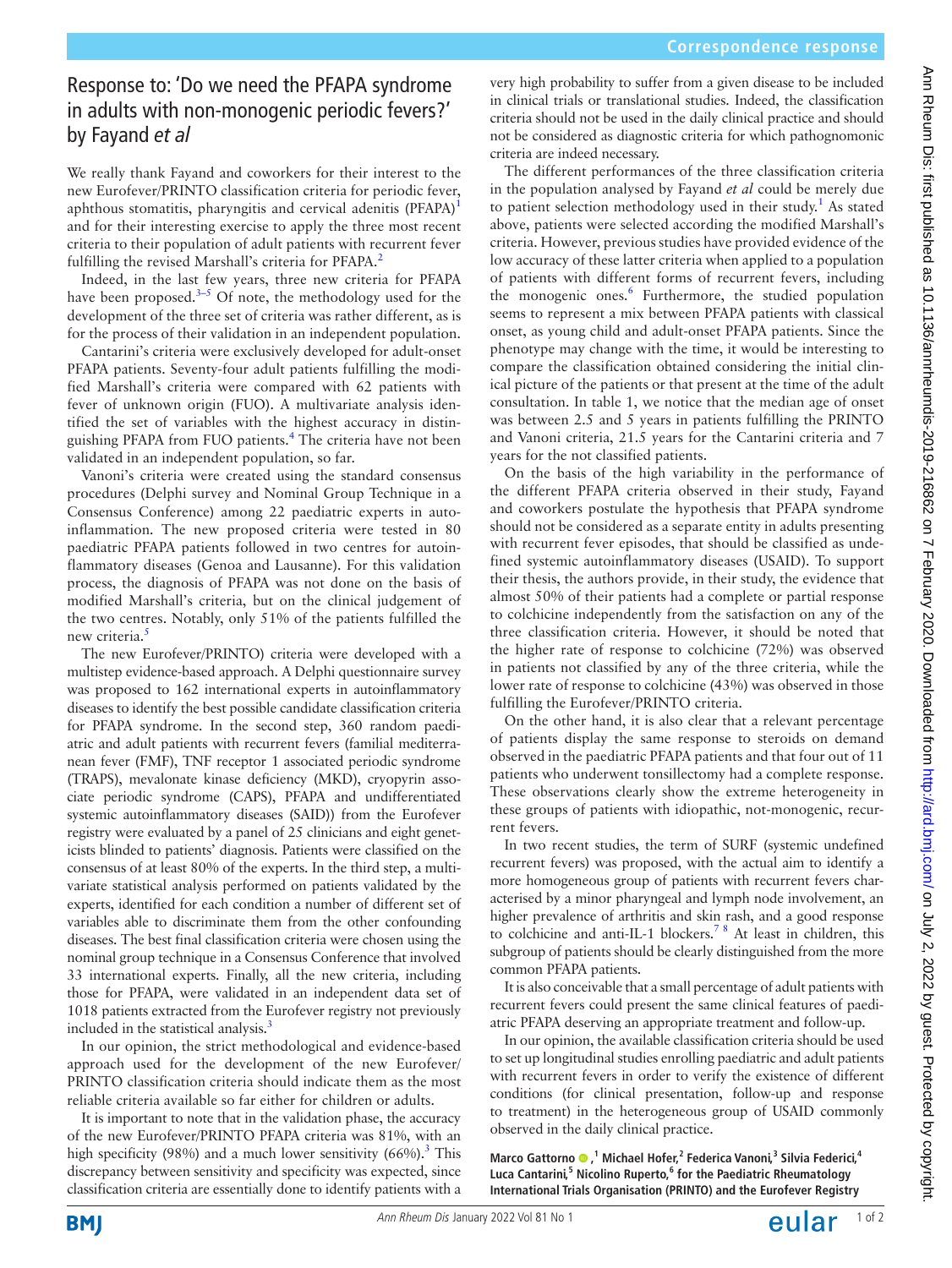# Response to: 'Do we need the PFAPA syndrome in adults with non-monogenic periodic fevers?' by Fayand *et al*

We really thank Fayand and coworkers for their interest to the new Eurofever/PRINTO classification criteria for periodic fever, aphthous stomatitis, pharyngitis and cervical adenitis (PFAPA)[1] and for their interesting exercise to apply the three most recent criteria to their population of adult patients with recurrent fever fulfilling the revised Marshall's criteria for PFAPA.[2]

Indeed, in the last few years, three new criteria for PFAPA have been proposed.[3–5] Of note, the methodology used for the development of the three set of criteria was rather different, as is for the process of their validation in an independent population.

Cantarini's criteria were exclusively developed for adult-onset PFAPA patients. Seventy-four adult patients fulfilling the modified Marshall's criteria were compared with 62 patients with fever of unknown origin (FUO). A multivariate analysis identified the set of variables with the highest accuracy in distinguishing PFAPA from FUO patients.[4] The criteria have not been validated in an independent population, so far.

Vanoni's criteria were created using the standard consensus procedures (Delphi survey and Nominal Group Technique in a Consensus Conference) among 22 paediatric experts in autoinflammation. The new proposed criteria were tested in 80 paediatric PFAPA patients followed in two centres for autoinflammatory diseases (Genoa and Lausanne). For this validation process, the diagnosis of PFAPA was not done on the basis of modified Marshall's criteria, but on the clinical judgement of the two centres. Notably, only 51% of the patients fulfilled the new criteria.[5]

The new Eurofever/PRINTO) criteria were developed with a multistep evidence-based approach. A Delphi questionnaire survey was proposed to 162 international experts in autoinflammatory diseases to identify the best possible candidate classification criteria for PFAPA syndrome. In the second step, 360 random paediatric and adult patients with recurrent fevers (familial mediterranean fever (FMF), TNF receptor 1 associated periodic syndrome (TRAPS), mevalonate kinase deficiency (MKD), cryopyrin associate periodic syndrome (CAPS), PFAPA and undifferentiated systemic autoinflammatory diseases (SAID)) from the Eurofever registry were evaluated by a panel of 25 clinicians and eight geneticists blinded to patients' diagnosis. Patients were classified on the consensus of at least 80% of the experts. In the third step, a multivariate statistical analysis performed on patients validated by the experts, identified for each condition a number of different set of variables able to discriminate them from the other confounding diseases. The best final classification criteria were chosen using the nominal group technique in a Consensus Conference that involved 33 international experts. Finally, all the new criteria, including those for PFAPA, were validated in an independent data set of 1018 patients extracted from the Eurofever registry not previously included in the statistical analysis.[3]

In our opinion, the strict methodological and evidence-based approach used for the development of the new Eurofever/PRINTO classification criteria should indicate them as the most reliable criteria available so far either for children or adults.

It is important to note that in the validation phase, the accuracy of the new Eurofever/PRINTO PFAPA criteria was 81%, with an high specificity (98%) and a much lower sensitivity (66%).[3] This discrepancy between sensitivity and specificity was expected, since classification criteria are essentially done to identify patients with a very high probability to suffer from a given disease to be included in clinical trials or translational studies. Indeed, the classification criteria should not be used in the daily clinical practice and should not be considered as diagnostic criteria for which pathognomonic criteria are indeed necessary.

The different performances of the three classification criteria in the population analysed by Fayand *et al* could be merely due to patient selection methodology used in their study.[1] As stated above, patients were selected according the modified Marshall's criteria. However, previous studies have provided evidence of the low accuracy of these latter criteria when applied to a population of patients with different forms of recurrent fevers, including the monogenic ones.[6] Furthermore, the studied population seems to represent a mix between PFAPA patients with classical onset, as young child and adult-onset PFAPA patients. Since the phenotype may change with the time, it would be interesting to compare the classification obtained considering the initial clinical picture of the patients or that present at the time of the adult consultation. In table 1, we notice that the median age of onset was between 2.5 and 5 years in patients fulfilling the PRINTO and Vanoni criteria, 21.5 years for the Cantarini criteria and 7 years for the not classified patients.

On the basis of the high variability in the performance of the different PFAPA criteria observed in their study, Fayand and coworkers postulate the hypothesis that PFAPA syndrome should not be considered as a separate entity in adults presenting with recurrent fever episodes, that should be classified as undefined systemic autoinflammatory diseases (USAID). To support their thesis, the authors provide, in their study, the evidence that almost 50% of their patients had a complete or partial response to colchicine independently from the satisfaction on any of the three classification criteria. However, it should be noted that the higher rate of response to colchicine (72%) was observed in patients not classified by any of the three criteria, while the lower rate of response to colchicine (43%) was observed in those fulfilling the Eurofever/PRINTO criteria.

On the other hand, it is also clear that a relevant percentage of patients display the same response to steroids on demand observed in the paediatric PFAPA patients and that four out of 11 patients who underwent tonsillectomy had a complete response. These observations clearly show the extreme heterogeneity in these groups of patients with idiopathic, not-monogenic, recurrent fevers.

In two recent studies, the term of SURF (systemic undefined recurrent fevers) was proposed, with the actual aim to identify a more homogeneous group of patients with recurrent fevers characterised by a minor pharyngeal and lymph node involvement, an higher prevalence of arthritis and skin rash, and a good response to colchicine and anti-IL-1 blockers.[7 8] At least in children, this subgroup of patients should be clearly distinguished from the more common PFAPA patients.

It is also conceivable that a small percentage of adult patients with recurrent fevers could present the same clinical features of paediatric PFAPA deserving an appropriate treatment and follow-up.

In our opinion, the available classification criteria should be used to set up longitudinal studies enrolling paediatric and adult patients with recurrent fevers in order to verify the existence of different conditions (for clinical presentation, follow-up and response to treatment) in the heterogeneous group of USAID commonly observed in the daily clinical practice.

**Marco Gattorno,[1] Michael Hofer,[2] Federica Vanoni,[3] Silvia Federici,[4] Luca Cantarini,[5] Nicolino Ruperto,[6] for the Paediatric Rheumatology International Trials Organisation (PRINTO) and the Eurofever Registry**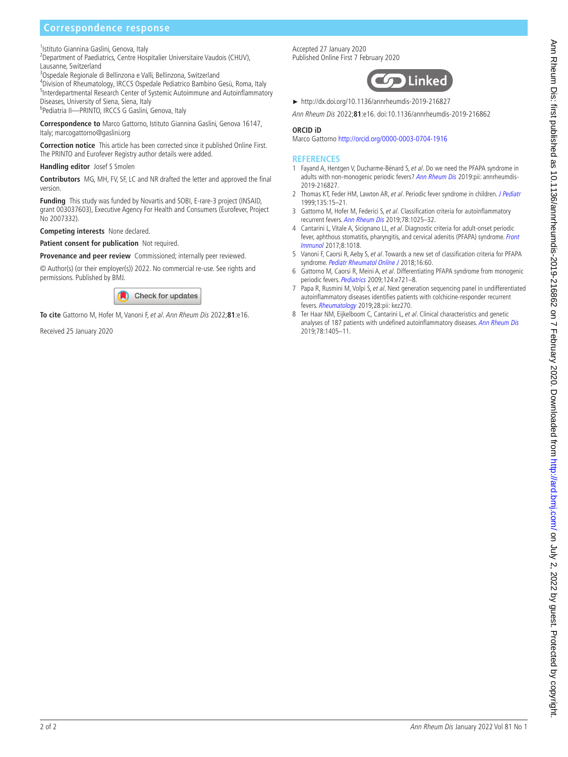[1]Istituto Giannina Gaslini, Genova, Italy
[2]Department of Paediatrics, Centre Hospitalier Universitaire Vaudois (CHUV), Lausanne, Switzerland
[3]Ospedale Regionale di Bellinzona e Valli, Bellinzona, Switzerland
[4]Division of Rheumatology, IRCCS Ospedale Pediatrico Bambino Gesù, Roma, Italy
[5]Interdepartmental Research Center of Systemic Autoimmune and Autoinflammatory Diseases, University of Siena, Siena, Italy
[6]Pediatria II—PRINTO, IRCCS G Gaslini, Genova, Italy

**Correspondence to** Marco Gattorno, Istituto Giannina Gaslini, Genova 16147, Italy; marcogattorno@gaslini.org

**Correction notice** This article has been corrected since it published Online First. The PRINTO and Eurofever Registry author details were added.

**Handling editor** Josef S Smolen

**Contributors** MG, MH, FV, SF, LC and NR drafted the letter and approved the final version.

**Funding** This study was funded by Novartis and SOBI, E-rare-3 project (INSAID, grant 003037603), Executive Agency For Health and Consumers (Eurofever, Project No 2007332).

**Competing interests** None declared.

**Patient consent for publication** Not required.

**Provenance and peer review** Commissioned; internally peer reviewed.

© Author(s) (or their employer(s)) 2022. No commercial re-use. See rights and permissions. Published by BMJ.

**To cite** Gattorno M, Hofer M, Vanoni F, *et al*. *Ann Rheum Dis* 2022;**81**:e16.

Received 25 January 2020
Accepted 27 January 2020
Published Online First 7 February 2020

► http://dx.doi.org/10.1136/annrheumdis-2019-216827

*Ann Rheum Dis* 2022;**81**:e16. doi:10.1136/annrheumdis-2019-216862

**ORCID iD**
Marco Gattorno http://orcid.org/0000-0003-0704-1916

## REFERENCES

1. Fayand A, Hentgen V, Ducharme-Bénard S, *et al*. Do we need the PFAPA syndrome in adults with non-monogenic periodic fevers? *Ann Rheum Dis* 2019:pii: annrheumdis-2019-216827.
2. Thomas KT, Feder HM, Lawton AR, *et al*. Periodic fever syndrome in children. *J Pediatr* 1999;135:15–21.
3. Gattorno M, Hofer M, Federici S, *et al*. Classification criteria for autoinflammatory recurrent fevers. *Ann Rheum Dis* 2019;78:1025–32.
4. Cantarini L, Vitale A, Sicignano LL, *et al*. Diagnostic criteria for adult-onset periodic fever, aphthous stomatitis, pharyngitis, and cervical adenitis (PFAPA) syndrome. *Front Immunol* 2017;8:1018.
5. Vanoni F, Caorsi R, Aeby S, *et al*. Towards a new set of classification criteria for PFAPA syndrome. *Pediatr Rheumatol Online J* 2018;16:60.
6. Gattorno M, Caorsi R, Meini A, *et al*. Differentiating PFAPA syndrome from monogenic periodic fevers. *Pediatrics* 2009;124:e721–8.
7. Papa R, Rusmini M, Volpi S, *et al*. Next generation sequencing panel in undifferentiated autoinflammatory diseases identifies patients with colchicine-responder recurrent fevers. *Rheumatology* 2019;28:pii: kez270.
8. Ter Haar NM, Eijkelboom C, Cantarini L, *et al*. Clinical characteristics and genetic analyses of 187 patients with undefined autoinflammatory diseases. *Ann Rheum Dis* 2019;78:1405–11.